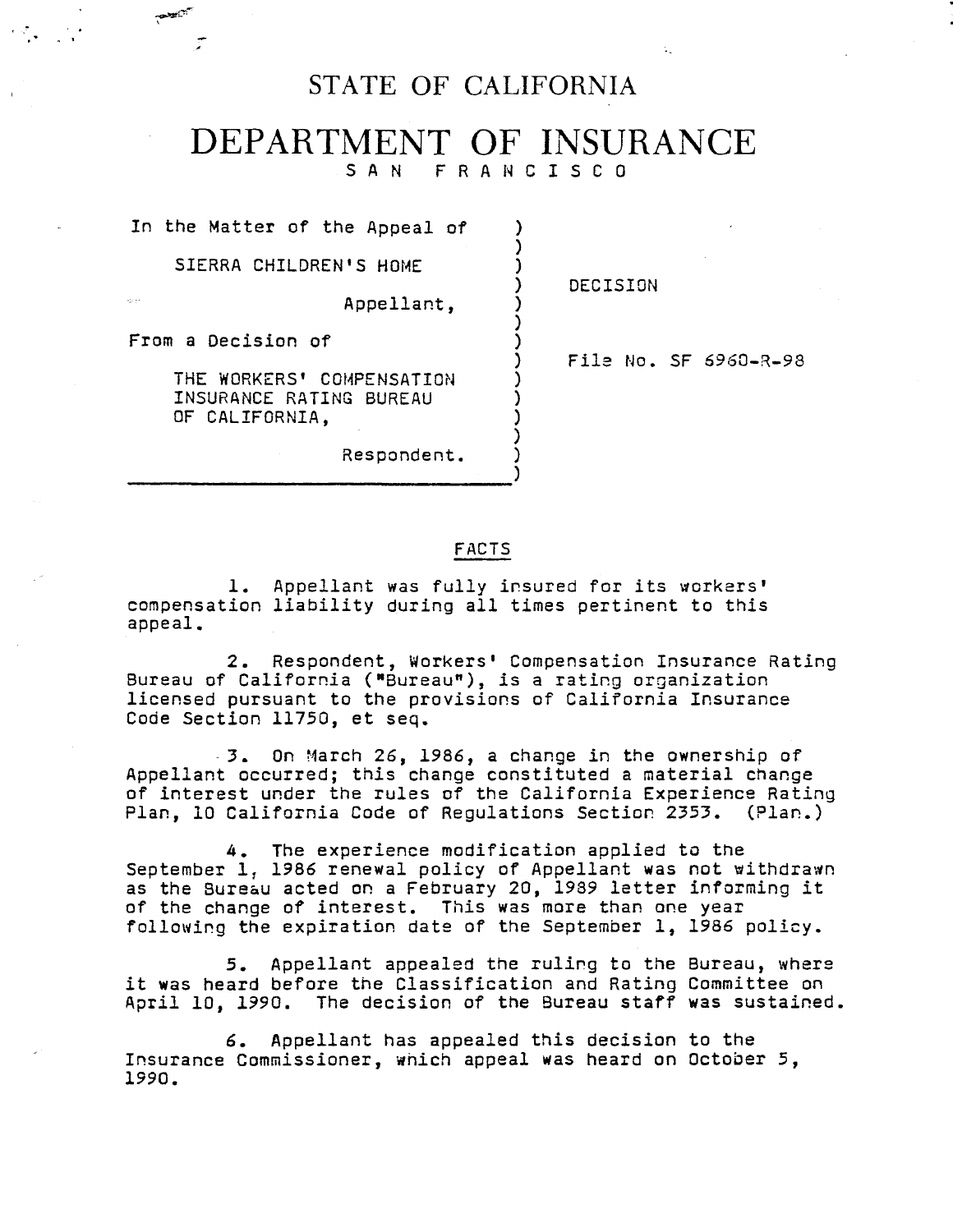# STATE OF CALIFORNIA

# DEPARTMENT OF INSURANCE

SAN FRANCISCO

In the Matter of the Appeal of

SIERRA CHILDREN'S HOME

Appellant,

From a Decision of

THE WORKERS' COMPENSATION INSURANCE RATING BUREAU OF CALIFORNIA,

Respondent.

DECISION

File No. SF 6960-R-98

## FACTS

1. Appellant was fully insured for its workers' compensation liability during all times pertinent to this appeal.

2. Respondent, Workers' Compensation Insurance Rating Bureau of California ("Bureau"), is a rating organization licensed pursuant to the provisions of California Insurance Code Section 11750, et seq.

3. On March 26, 1986, a change in the ownership of Appellant occurred; this change constituted a material change of interest under the rules of the California Experience Rating Plan, 10 California Code of Regulations Section 2353. (Plan.)

4. The experience modification applied to the September 1, 1986 renewal policy of Appellant was not withdrawn as the Bureau acted on a February 20, 1989 letter informing it of the change of interest. This was more than one year following the expiration date of the September 1, 1986 policy.

5. Appellant appealed the ruling to the Bureau, where it was heard before the Classification and Rating Committee on April 10, 1990. The decision of the Bureau staff was sustained.

6. Appellant has appealed this decision to the Insurance Commissioner, which appeal was heard on October 5, 1990.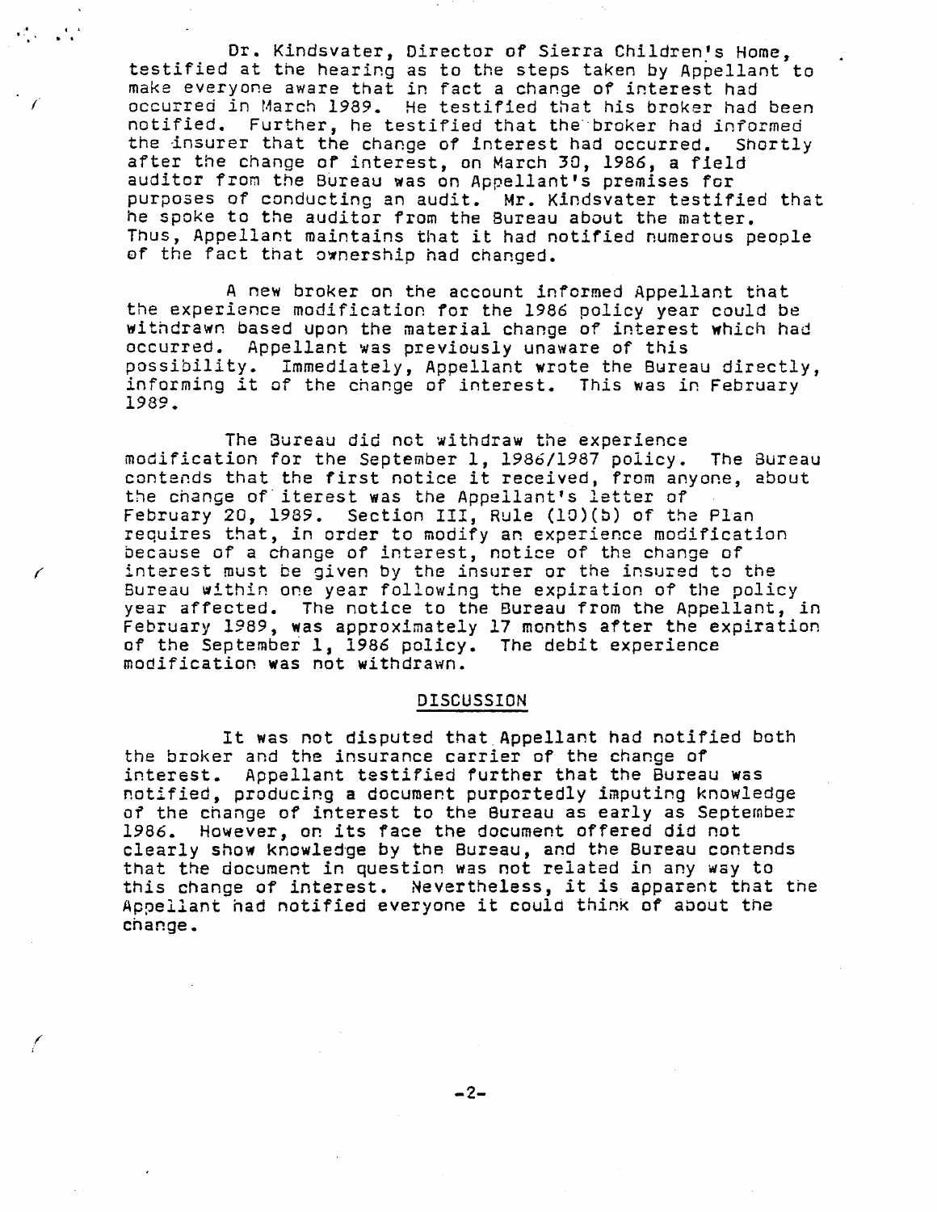Dr. Kindsvater, Director of Sierra Children's Home, testified at the hearing as to the steps taken by Appellant to make everyone aware that in fact a change of interest had occurred in March 1989. He testified that his broker had been notified. Further, he testified that the broker had informed the insurer that the change of interest had occurred. Shortly after the change of interest, on March 30, 1986, a field auditor from the Bureau was on Appellant's premises for purposes of conducting an audit. Mr. Kindsvater testified that he spoke to the auditor from the Bureau about the matter. Thus, Appellant maintains that it had notified numerous people of the fact that ownership had changed.

A new broker on the account informed Appellant that the experience modification for the 1986 policy year could be withdrawn based upon the material change of interest which had occurred. Appellant was previously unaware of this possibility. Immediately, Appellant wrote the Bureau directly, informing it of the change of interest. This was in February 1989.

The Bureau did not withdraw the experience modification for the September 1, 1986/1987 policy. The Bureau contends that the first notice it received, from anyone, about the change of iterest was the Appellant's letter of February 20, 1989. Section III, Rule (10)(b) of the Plan requires that, in order to modify an experience modification because of a change of interest, notice of the change of interest must be given by the insurer or the insured to the Bureau within one year following the expiration of the policy year affected. The notice to the Bureau from the Appellant, in February 1989, was approximately 17 months after the expiration of the September 1, 1986 policy. The debit experience modification was not withdrawn.

## DISCUSSION

It was not disputed that Appellant had notified both the broker and the insurance carrier of the change of interest. Appellant testified further that the Bureau was notified, producing a document purportedly imputing knowledge of the change of interest to the Bureau as early as September 1986. However, on its face the document offered did not clearly show knowledge by the Bureau, and the Bureau contends that the document in question was not related in any way to this change of interest. Nevertheless, it is apparent that the Appellant had notified everyone it could think of about the change.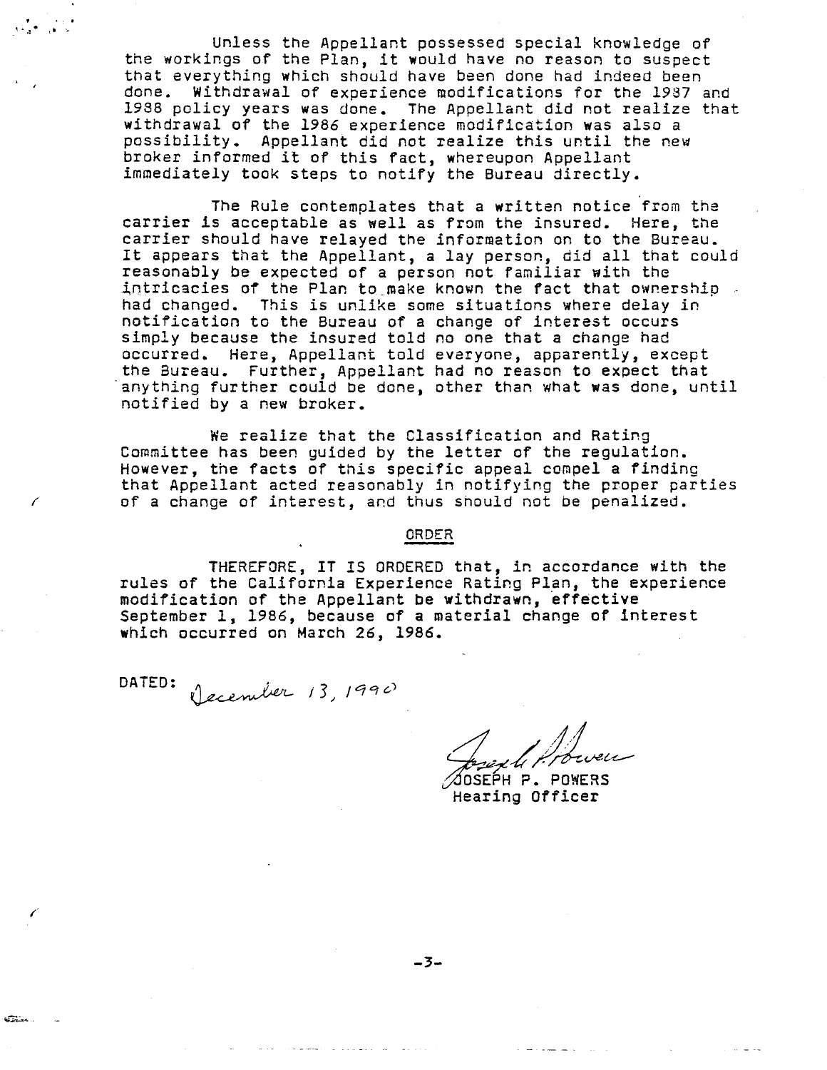Unless the Appellant possessed special knowledge of the workings of the Plan, it would have no reason to suspect that everything which should have been done had indeed been done. Withdrawal of experience modifications for the 1987 and 1988 policy years was done. The Appellant did not realize that withdrawal of the 1986 experience modification was also a possibility. Appellant did not realize this until the new broker informed it of this fact, whereupon Appellant immediately took steps to notify the Bureau directly.

The Rule contemplates that a written notice from the carrier is acceptable as well as from the insured. Here, the carrier should have relayed the information on to the Bureau. It appears that the Appellant, a lay person, did all that could reasonably be expected of a person not familiar with the intricacies of the Plan to make known the fact that ownership had changed. This is unlike some situations where delay in notification to the Bureau of a change of interest occurs simply because the insured told no one that a change had occurred. Here, Appellant told everyone, apparently, except the Bureau. Further, Appellant had no reason to expect that anything further could be done, other than what was done, until notified by a new broker.

We realize that the Classification and Rating Committee has been guided by the letter of the regulation. However, the facts of this specific appeal compel a finding that Appellant acted reasonably in notifying the proper parties of a change of interest, and thus should not be penalized.

## ORDER

THEREFORE, IT IS ORDERED that, in accordance with the rules of the California Experience Rating Plan, the experience modification of the Appellant be withdrawn, effective September 1, 1986, because of a material change of interest which occurred on March 26, 1986.

DATED: December 13, 1990

JOSEPH P. POWERS
Hearing Officer